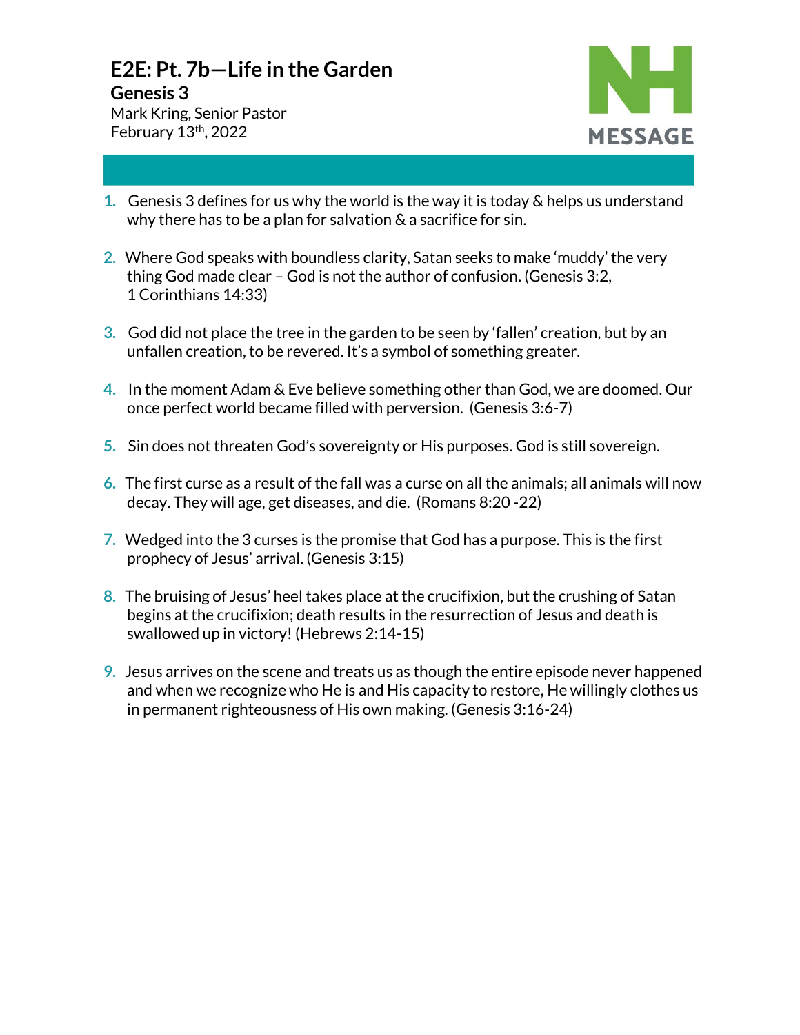# E2E: Pt. 7b—Life in the Garden

## Genesis 3

Mark Kring, Senior Pastor
February 13th, 2022

NH MESSAGE

1. Genesis 3 defines for us why the world is the way it is today & helps us understand why there has to be a plan for salvation & a sacrifice for sin.

2. Where God speaks with boundless clarity, Satan seeks to make 'muddy' the very thing God made clear – God is not the author of confusion. (Genesis 3:2, 1 Corinthians 14:33)

3. God did not place the tree in the garden to be seen by 'fallen' creation, but by an unfallen creation, to be revered. It's a symbol of something greater.

4. In the moment Adam & Eve believe something other than God, we are doomed. Our once perfect world became filled with perversion. (Genesis 3:6-7)

5. Sin does not threaten God's sovereignty or His purposes. God is still sovereign.

6. The first curse as a result of the fall was a curse on all the animals; all animals will now decay. They will age, get diseases, and die. (Romans 8:20 -22)

7. Wedged into the 3 curses is the promise that God has a purpose. This is the first prophecy of Jesus' arrival. (Genesis 3:15)

8. The bruising of Jesus' heel takes place at the crucifixion, but the crushing of Satan begins at the crucifixion; death results in the resurrection of Jesus and death is swallowed up in victory! (Hebrews 2:14-15)

9. Jesus arrives on the scene and treats us as though the entire episode never happened and when we recognize who He is and His capacity to restore, He willingly clothes us in permanent righteousness of His own making. (Genesis 3:16-24)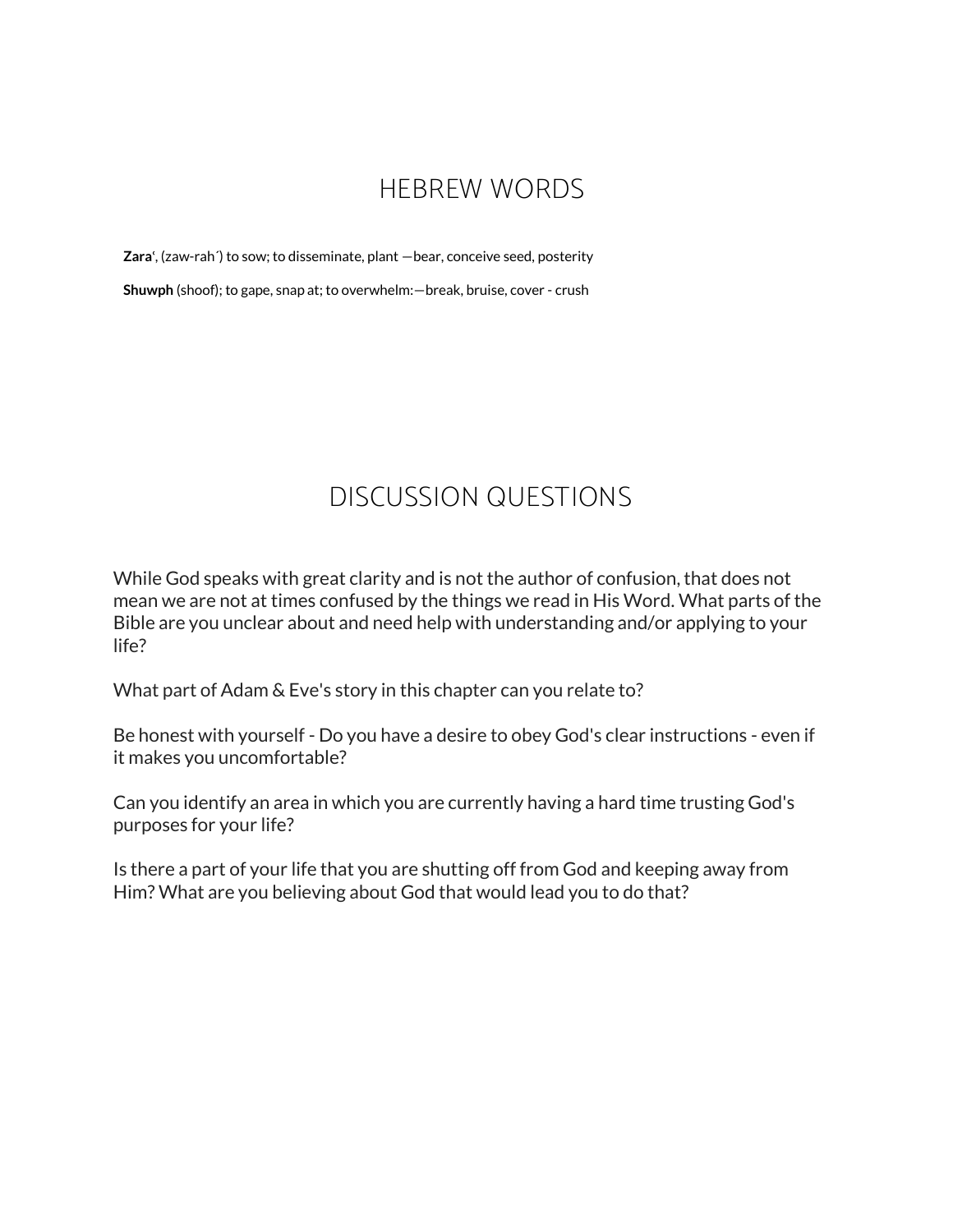## HEBREW WORDS

**Zara**', (zaw-rah´) to sow; to disseminate, plant —bear, conceive seed, posterity

**Shuwph** (shoof); to gape, snap at; to overwhelm:—break, bruise, cover - crush

## DISCUSSION QUESTIONS

While God speaks with great clarity and is not the author of confusion, that does not mean we are not at times confused by the things we read in His Word. What parts of the Bible are you unclear about and need help with understanding and/or applying to your life?

What part of Adam & Eve's story in this chapter can you relate to?

Be honest with yourself - Do you have a desire to obey God's clear instructions - even if it makes you uncomfortable?

Can you identify an area in which you are currently having a hard time trusting God's purposes for your life?

Is there a part of your life that you are shutting off from God and keeping away from Him? What are you believing about God that would lead you to do that?